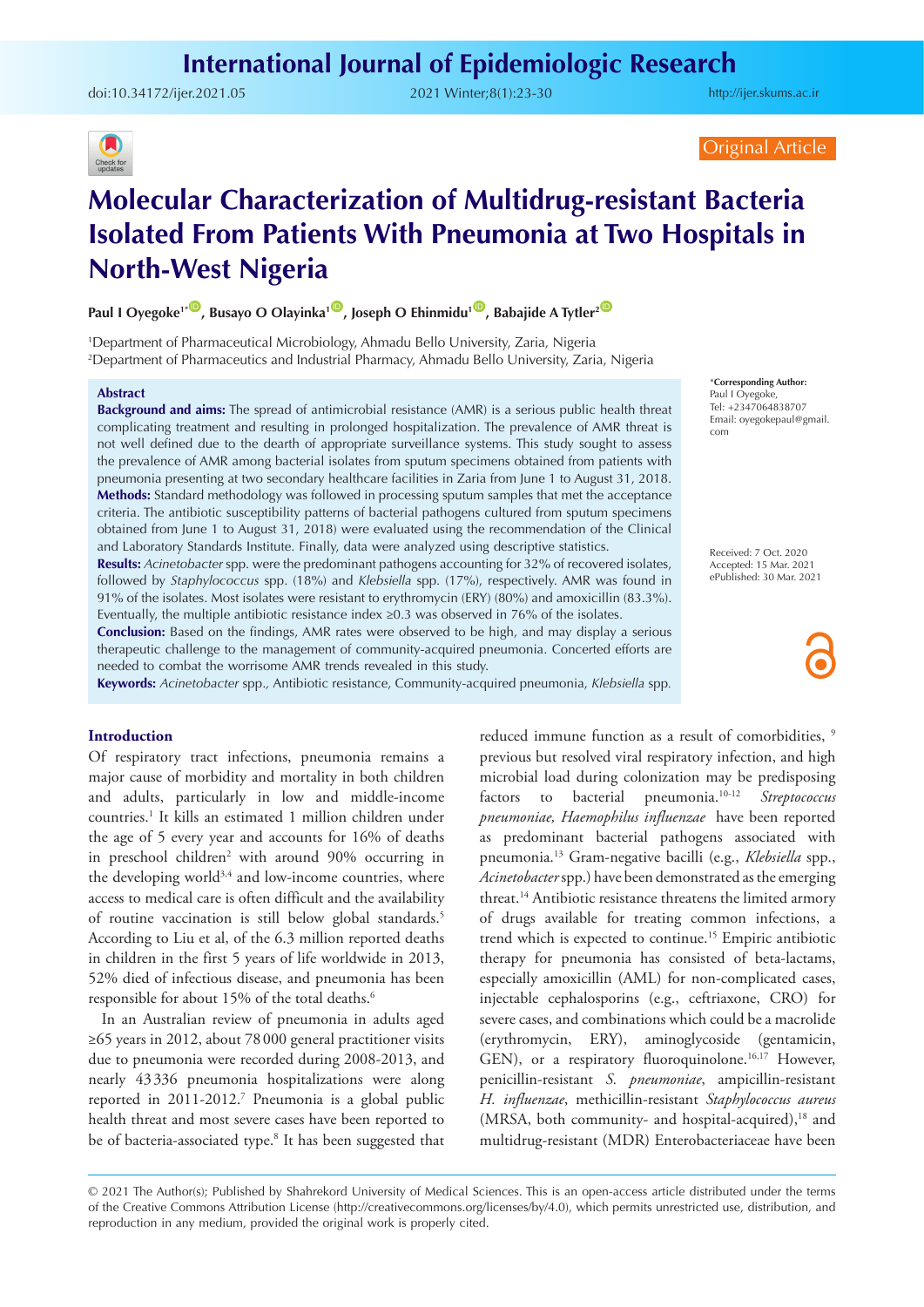Original Article

# Molecular Characterization of Multidrug-resistant Bacteria Isolated From Patients With Pneumonia at Two Hospitals in North-West Nigeria

**Paul I Oyegoke[1*], Busayo O Olayinka[1], Joseph O Ehinmidu[1], Babajide A Tytler[2]**

[1]Department of Pharmaceutical Microbiology, Ahmadu Bello University, Zaria, Nigeria
[2]Department of Pharmaceutics and Industrial Pharmacy, Ahmadu Bello University, Zaria, Nigeria

**\*Corresponding Author:** Paul I Oyegoke, Tel: +2347064838707 Email: oyegokepaul@gmail.com

Received: 7 Oct. 2020
Accepted: 15 Mar. 2021
ePublished: 30 Mar. 2021

## Abstract

**Background and aims:** The spread of antimicrobial resistance (AMR) is a serious public health threat complicating treatment and resulting in prolonged hospitalization. The prevalence of AMR threat is not well defined due to the dearth of appropriate surveillance systems. This study sought to assess the prevalence of AMR among bacterial isolates from sputum specimens obtained from patients with pneumonia presenting at two secondary healthcare facilities in Zaria from June 1 to August 31, 2018.

**Methods:** Standard methodology was followed in processing sputum samples that met the acceptance criteria. The antibiotic susceptibility patterns of bacterial pathogens cultured from sputum specimens obtained from June 1 to August 31, 2018) were evaluated using the recommendation of the Clinical and Laboratory Standards Institute. Finally, data were analyzed using descriptive statistics.

**Results:** *Acinetobacter* spp. were the predominant pathogens accounting for 32% of recovered isolates, followed by *Staphylococcus* spp. (18%) and *Klebsiella* spp. (17%), respectively. AMR was found in 91% of the isolates. Most isolates were resistant to erythromycin (ERY) (80%) and amoxicillin (83.3%). Eventually, the multiple antibiotic resistance index ≥0.3 was observed in 76% of the isolates.

**Conclusion:** Based on the findings, AMR rates were observed to be high, and may display a serious therapeutic challenge to the management of community-acquired pneumonia. Concerted efforts are needed to combat the worrisome AMR trends revealed in this study.

**Keywords:** *Acinetobacter* spp., Antibiotic resistance, Community-acquired pneumonia, *Klebsiella* spp.

## Introduction

Of respiratory tract infections, pneumonia remains a major cause of morbidity and mortality in both children and adults, particularly in low and middle-income countries.[1] It kills an estimated 1 million children under the age of 5 every year and accounts for 16% of deaths in preschool children[2] with around 90% occurring in the developing world[3,4] and low-income countries, where access to medical care is often difficult and the availability of routine vaccination is still below global standards.[5] According to Liu et al, of the 6.3 million reported deaths in children in the first 5 years of life worldwide in 2013, 52% died of infectious disease, and pneumonia has been responsible for about 15% of the total deaths.[6]

In an Australian review of pneumonia in adults aged ≥65 years in 2012, about 78 000 general practitioner visits due to pneumonia were recorded during 2008-2013, and nearly 43 336 pneumonia hospitalizations were along reported in 2011-2012.[7] Pneumonia is a global public health threat and most severe cases have been reported to be of bacteria-associated type.[8] It has been suggested that reduced immune function as a result of comorbidities, [9] previous but resolved viral respiratory infection, and high microbial load during colonization may be predisposing factors to bacterial pneumonia.[10-12] *Streptococcus pneumoniae, Haemophilus influenzae* have been reported as predominant bacterial pathogens associated with pneumonia.[13] Gram-negative bacilli (e.g., *Klebsiella* spp., *Acinetobacter* spp.) have been demonstrated as the emerging threat.[14] Antibiotic resistance threatens the limited armory of drugs available for treating common infections, a trend which is expected to continue.[15] Empiric antibiotic therapy for pneumonia has consisted of beta-lactams, especially amoxicillin (AML) for non-complicated cases, injectable cephalosporins (e.g., ceftriaxone, CRO) for severe cases, and combinations which could be a macrolide (erythromycin, ERY), aminoglycoside (gentamicin, GEN), or a respiratory fluoroquinolone.[16,17] However, penicillin-resistant *S. pneumoniae*, ampicillin-resistant *H. influenzae*, methicillin-resistant *Staphylococcus aureus* (MRSA, both community- and hospital-acquired),[18] and multidrug-resistant (MDR) Enterobacteriaceae have been

© 2021 The Author(s); Published by Shahrekord University of Medical Sciences. This is an open-access article distributed under the terms of the Creative Commons Attribution License (http://creativecommons.org/licenses/by/4.0), which permits unrestricted use, distribution, and reproduction in any medium, provided the original work is properly cited.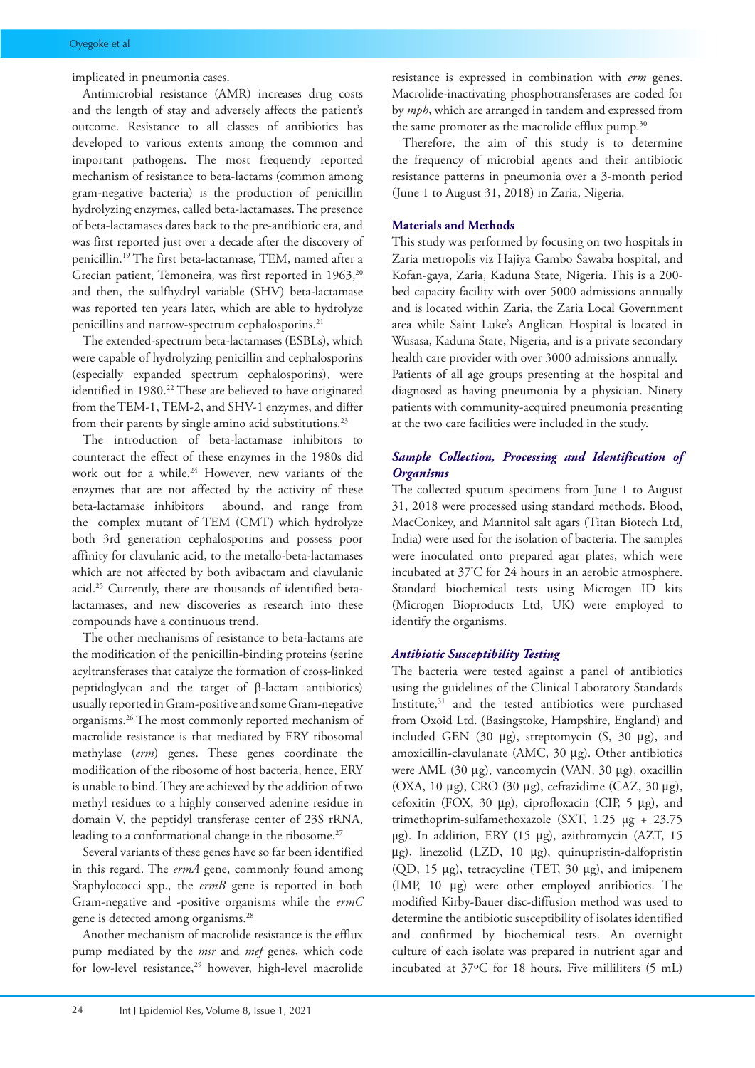implicated in pneumonia cases.

Antimicrobial resistance (AMR) increases drug costs and the length of stay and adversely affects the patient's outcome. Resistance to all classes of antibiotics has developed to various extents among the common and important pathogens. The most frequently reported mechanism of resistance to beta-lactams (common among gram-negative bacteria) is the production of penicillin hydrolyzing enzymes, called beta-lactamases. The presence of beta-lactamases dates back to the pre-antibiotic era, and was first reported just over a decade after the discovery of penicillin.[19] The first beta-lactamase, TEM, named after a Grecian patient, Temoneira, was first reported in 1963,[20] and then, the sulfhydryl variable (SHV) beta-lactamase was reported ten years later, which are able to hydrolyze penicillins and narrow-spectrum cephalosporins.[21]

The extended-spectrum beta-lactamases (ESBLs), which were capable of hydrolyzing penicillin and cephalosporins (especially expanded spectrum cephalosporins), were identified in 1980.[22] These are believed to have originated from the TEM-1, TEM-2, and SHV-1 enzymes, and differ from their parents by single amino acid substitutions.[23]

The introduction of beta-lactamase inhibitors to counteract the effect of these enzymes in the 1980s did work out for a while.[24] However, new variants of the enzymes that are not affected by the activity of these beta-lactamase inhibitors abound, and range from the complex mutant of TEM (CMT) which hydrolyze both 3rd generation cephalosporins and possess poor affinity for clavulanic acid, to the metallo-beta-lactamases which are not affected by both avibactam and clavulanic acid.[25] Currently, there are thousands of identified beta-lactamases, and new discoveries as research into these compounds have a continuous trend.

The other mechanisms of resistance to beta-lactams are the modification of the penicillin-binding proteins (serine acyltransferases that catalyze the formation of cross-linked peptidoglycan and the target of β-lactam antibiotics) usually reported in Gram-positive and some Gram-negative organisms.[26] The most commonly reported mechanism of macrolide resistance is that mediated by ERY ribosomal methylase (*erm*) genes. These genes coordinate the modification of the ribosome of host bacteria, hence, ERY is unable to bind. They are achieved by the addition of two methyl residues to a highly conserved adenine residue in domain V, the peptidyl transferase center of 23S rRNA, leading to a conformational change in the ribosome.[27]

Several variants of these genes have so far been identified in this regard. The *ermA* gene, commonly found among Staphylococci spp., the *ermB* gene is reported in both Gram-negative and -positive organisms while the *ermC* gene is detected among organisms.[28]

Another mechanism of macrolide resistance is the efflux pump mediated by the *msr* and *mef* genes, which code for low-level resistance,[29] however, high-level macrolide resistance is expressed in combination with *erm* genes. Macrolide-inactivating phosphotransferases are coded for by *mph*, which are arranged in tandem and expressed from the same promoter as the macrolide efflux pump.[30]

Therefore, the aim of this study is to determine the frequency of microbial agents and their antibiotic resistance patterns in pneumonia over a 3-month period (June 1 to August 31, 2018) in Zaria, Nigeria.

## Materials and Methods

This study was performed by focusing on two hospitals in Zaria metropolis viz Hajiya Gambo Sawaba hospital, and Kofan-gaya, Zaria, Kaduna State, Nigeria. This is a 200-bed capacity facility with over 5000 admissions annually and is located within Zaria, the Zaria Local Government area while Saint Luke's Anglican Hospital is located in Wusasa, Kaduna State, Nigeria, and is a private secondary health care provider with over 3000 admissions annually. Patients of all age groups presenting at the hospital and diagnosed as having pneumonia by a physician. Ninety patients with community-acquired pneumonia presenting at the two care facilities were included in the study.

### *Sample Collection, Processing and Identification of Organisms*

The collected sputum specimens from June 1 to August 31, 2018 were processed using standard methods. Blood, MacConkey, and Mannitol salt agars (Titan Biotech Ltd, India) were used for the isolation of bacteria. The samples were inoculated onto prepared agar plates, which were incubated at 37°C for 24 hours in an aerobic atmosphere. Standard biochemical tests using Microgen ID kits (Microgen Bioproducts Ltd, UK) were employed to identify the organisms.

### *Antibiotic Susceptibility Testing*

The bacteria were tested against a panel of antibiotics using the guidelines of the Clinical Laboratory Standards Institute,[31] and the tested antibiotics were purchased from Oxoid Ltd. (Basingstoke, Hampshire, England) and included GEN (30 µg), streptomycin (S, 30 µg), and amoxicillin-clavulanate (AMC, 30 µg). Other antibiotics were AML (30 µg), vancomycin (VAN, 30 µg), oxacillin (OXA, 10 µg), CRO (30 µg), ceftazidime (CAZ, 30 µg), cefoxitin (FOX, 30 µg), ciprofloxacin (CIP, 5 µg), and trimethoprim-sulfamethoxazole (SXT, 1.25 µg + 23.75 µg). In addition, ERY (15 µg), azithromycin (AZT, 15 µg), linezolid (LZD, 10 µg), quinupristin-dalfopristin (QD, 15 µg), tetracycline (TET, 30 µg), and imipenem (IMP, 10 µg) were other employed antibiotics. The modified Kirby-Bauer disc-diffusion method was used to determine the antibiotic susceptibility of isolates identified and confirmed by biochemical tests. An overnight culture of each isolate was prepared in nutrient agar and incubated at 37ºC for 18 hours. Five milliliters (5 mL)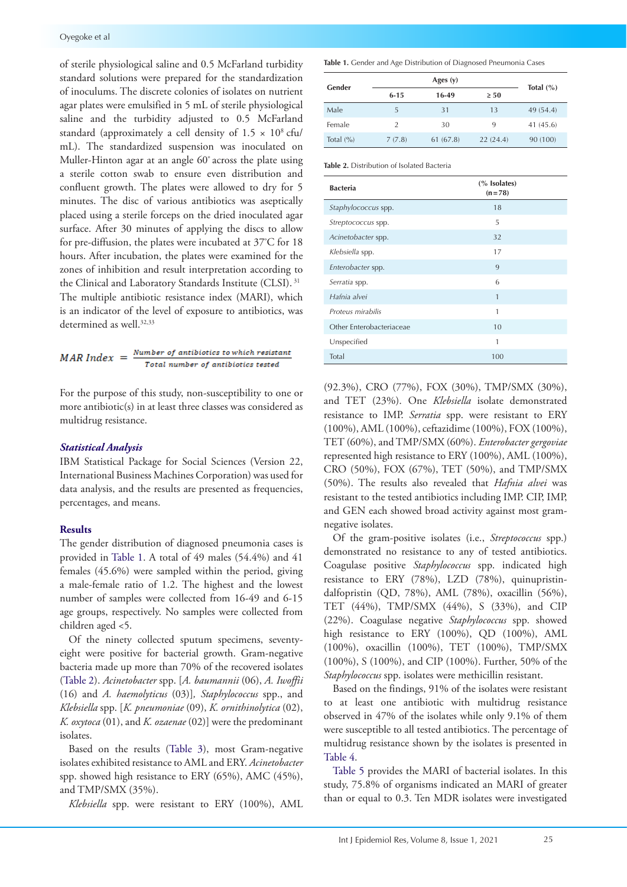of sterile physiological saline and 0.5 McFarland turbidity standard solutions were prepared for the standardization of inoculums. The discrete colonies of isolates on nutrient agar plates were emulsified in 5 mL of sterile physiological saline and the turbidity adjusted to 0.5 McFarland standard (approximately a cell density of $1.5 \times 10^8$ cfu/mL). The standardized suspension was inoculated on Muller-Hinton agar at an angle 60° across the plate using a sterile cotton swab to ensure even distribution and confluent growth. The plates were allowed to dry for 5 minutes. The disc of various antibiotics was aseptically placed using a sterile forceps on the dried inoculated agar surface. After 30 minutes of applying the discs to allow for pre-diffusion, the plates were incubated at 37°C for 18 hours. After incubation, the plates were examined for the zones of inhibition and result interpretation according to the Clinical and Laboratory Standards Institute (CLSI).[31] The multiple antibiotic resistance index (MARI), which is an indicator of the level of exposure to antibiotics, was determined as well.[32,33]

$$MAR\ Index = \frac{Number\ of\ antibiotics\ to\ which\ resistant}{Total\ number\ of\ antibiotics\ tested}$$

For the purpose of this study, non-susceptibility to one or more antibiotic(s) in at least three classes was considered as multidrug resistance.

### *Statistical Analysis*

IBM Statistical Package for Social Sciences (Version 22, International Business Machines Corporation) was used for data analysis, and the results are presented as frequencies, percentages, and means.

## Results

The gender distribution of diagnosed pneumonia cases is provided in Table 1. A total of 49 males (54.4%) and 41 females (45.6%) were sampled within the period, giving a male-female ratio of 1.2. The highest and the lowest number of samples were collected from 16-49 and 6-15 age groups, respectively. No samples were collected from children aged <5.

Of the ninety collected sputum specimens, seventy-eight were positive for bacterial growth. Gram-negative bacteria made up more than 70% of the recovered isolates (Table 2). *Acinetobacter* spp. [*A. baumannii* (06), *A. Iwoffii* (16) and *A. haemolyticus* (03)], *Staphylococcus* spp., and *Klebsiella* spp. [*K. pneumoniae* (09), *K. ornithinolytica* (02), *K. oxytoca* (01), and *K. ozaenae* (02)] were the predominant isolates.

Based on the results (Table 3), most Gram-negative isolates exhibited resistance to AML and ERY. *Acinetobacter* spp. showed high resistance to ERY (65%), AMC (45%), and TMP/SMX (35%).

*Klebsiella* spp. were resistant to ERY (100%), AML (92.3%), CRO (77%), FOX (30%), TMP/SMX (30%), and TET (23%). One *Klebsiella* isolate demonstrated resistance to IMP. *Serratia* spp. were resistant to ERY (100%), AML (100%), ceftazidime (100%), FOX (100%), TET (60%), and TMP/SMX (60%). *Enterobacter gergoviae* represented high resistance to ERY (100%), AML (100%), CRO (50%), FOX (67%), TET (50%), and TMP/SMX (50%). The results also revealed that *Hafnia alvei* was resistant to the tested antibiotics including IMP. CIP, IMP, and GEN each showed broad activity against most gram-negative isolates.

Of the gram-positive isolates (i.e., *Streptococcus* spp.) demonstrated no resistance to any of tested antibiotics. Coagulase positive *Staphylococcus* spp. indicated high resistance to ERY (78%), LZD (78%), quinupristin-dalfopristin (QD, 78%), AML (78%), oxacillin (56%), TET (44%), TMP/SMX (44%), S (33%), and CIP (22%). Coagulase negative *Staphylococcus* spp. showed high resistance to ERY (100%), QD (100%), AML (100%), oxacillin (100%), TET (100%), TMP/SMX (100%), S (100%), and CIP (100%). Further, 50% of the *Staphylococcus* spp. isolates were methicillin resistant.

Based on the findings, 91% of the isolates were resistant to at least one antibiotic with multidrug resistance observed in 47% of the isolates while only 9.1% of them were susceptible to all tested antibiotics. The percentage of multidrug resistance shown by the isolates is presented in Table 4.

Table 5 provides the MARI of bacterial isolates. In this study, 75.8% of organisms indicated an MARI of greater than or equal to 0.3. Ten MDR isolates were investigated

**Table 1.** Gender and Age Distribution of Diagnosed Pneumonia Cases

| Gender | Ages (y) | | | Total (%) |
|---|---|---|---|---|
| | 6-15 | 16-49 | ≥ 50 | |
| Male | 5 | 31 | 13 | 49 (54.4) |
| Female | 2 | 30 | 9 | 41 (45.6) |
| Total (%) | 7 (7.8) | 61 (67.8) | 22 (24.4) | 90 (100) |

**Table 2.** Distribution of Isolated Bacteria

| Bacteria | (% Isolates) (n=78) |
|---|---|
| *Staphylococcus* spp. | 18 |
| *Streptococcus* spp. | 5 |
| *Acinetobacter* spp. | 32 |
| *Klebsiella* spp. | 17 |
| *Enterobacter* spp. | 9 |
| *Serratia* spp. | 6 |
| *Hafnia alvei* | 1 |
| *Proteus mirabilis* | 1 |
| Other Enterobacteriaceae | 10 |
| Unspecified | 1 |
| Total | 100 |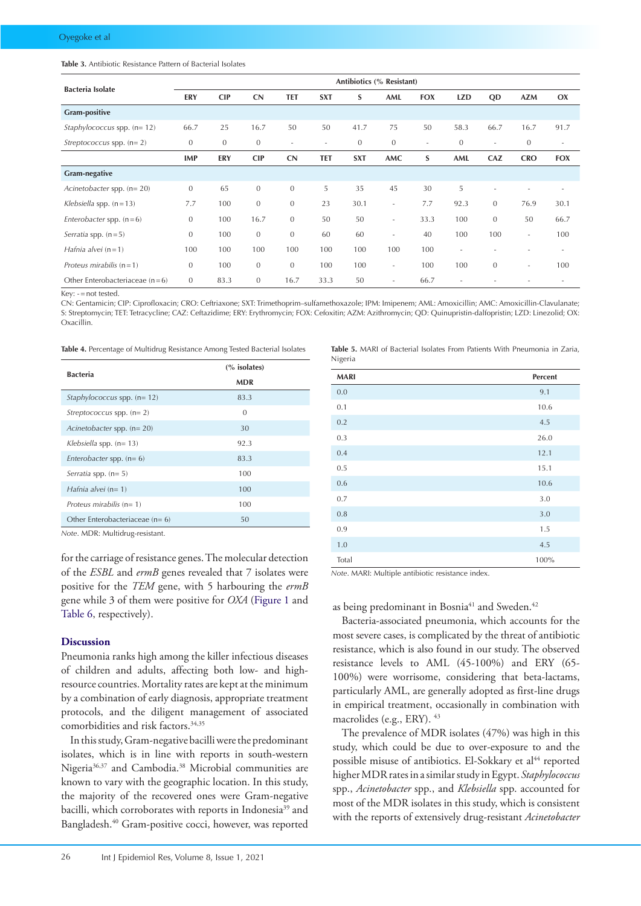**Table 3.** Antibiotic Resistance Pattern of Bacterial Isolates

| Bacteria Isolate | Antibiotics (% Resistant) | | | | | | | | | | | |
|---|---|---|---|---|---|---|---|---|---|---|---|---|
| | ERY | CIP | CN | TET | SXT | S | AML | FOX | LZD | QD | AZM | OX |
| **Gram-positive** | | | | | | | | | | | | |
| *Staphylococcus* spp. (n= 12) | 66.7 | 25 | 16.7 | 50 | 50 | 41.7 | 75 | 50 | 58.3 | 66.7 | 16.7 | 91.7 |
| *Streptococcus* spp. (n= 2) | 0 | 0 | 0 | - | - | 0 | 0 | - | 0 | - | 0 | - |
| | IMP | ERY | CIP | CN | TET | SXT | AMC | S | AML | CAZ | CRO | FOX |
| **Gram-negative** | | | | | | | | | | | | |
| *Acinetobacter* spp. (n= 20) | 0 | 65 | 0 | 0 | 5 | 35 | 45 | 30 | 5 | - | - | - |
| *Klebsiella* spp. (n=13) | 7.7 | 100 | 0 | 0 | 23 | 30.1 | - | 7.7 | 92.3 | 0 | 76.9 | 30.1 |
| *Enterobacter* spp. (n=6) | 0 | 100 | 16.7 | 0 | 50 | 50 | - | 33.3 | 100 | 0 | 50 | 66.7 |
| *Serratia* spp. (n=5) | 0 | 100 | 0 | 0 | 60 | 60 | - | 40 | 100 | 100 | - | 100 |
| *Hafnia alvei* (n=1) | 100 | 100 | 100 | 100 | 100 | 100 | 100 | 100 | - | - | - | - |
| *Proteus mirabilis* (n=1) | 0 | 100 | 0 | 0 | 100 | 100 | - | 100 | 100 | 0 | - | 100 |
| Other Enterobacteriaceae (n=6) | 0 | 83.3 | 0 | 16.7 | 33.3 | 50 | - | 66.7 | - | - | - | - |

Key: - = not tested.
CN: Gentamicin; CIP: Ciprofloxacin; CRO: Ceftriaxone; SXT: Trimethoprim–sulfamethoxazole; IPM: Imipenem; AML: Amoxicillin; AMC: Amoxicillin-Clavulanate; S: Streptomycin; TET: Tetracycline; CAZ: Ceftazidime; ERY: Erythromycin; FOX: Cefoxitin; AZM: Azithromycin; QD: Quinupristin-dalfopristin; LZD: Linezolid; OX: Oxacillin.

**Table 4.** Percentage of Multidrug Resistance Among Tested Bacterial Isolates

| Bacteria | (% isolates) |
|---|---|
| | MDR |
| *Staphylococcus* spp. (n= 12) | 83.3 |
| *Streptococcus* spp. (n= 2) | 0 |
| *Acinetobacter* spp. (n= 20) | 30 |
| *Klebsiella* spp. (n= 13) | 92.3 |
| *Enterobacter* spp. (n= 6) | 83.3 |
| *Serratia* spp. (n= 5) | 100 |
| *Hafnia alvei* (n= 1) | 100 |
| *Proteus mirabilis* (n= 1) | 100 |
| Other Enterobacteriaceae (n= 6) | 50 |

*Note.* MDR: Multidrug-resistant.

**Table 5.** MARI of Bacterial Isolates From Patients With Pneumonia in Zaria, Nigeria

| MARI | Percent |
|---|---|
| 0.0 | 9.1 |
| 0.1 | 10.6 |
| 0.2 | 4.5 |
| 0.3 | 26.0 |
| 0.4 | 12.1 |
| 0.5 | 15.1 |
| 0.6 | 10.6 |
| 0.7 | 3.0 |
| 0.8 | 3.0 |
| 0.9 | 1.5 |
| 1.0 | 4.5 |
| Total | 100% |

*Note.* MARI: Multiple antibiotic resistance index.

for the carriage of resistance genes. The molecular detection of the *ESBL* and *ermB* genes revealed that 7 isolates were positive for the *TEM* gene, with 5 harbouring the *ermB* gene while 3 of them were positive for *OXA* (Figure 1 and Table 6, respectively).

## Discussion

Pneumonia ranks high among the killer infectious diseases of children and adults, affecting both low- and high-resource countries. Mortality rates are kept at the minimum by a combination of early diagnosis, appropriate treatment protocols, and the diligent management of associated comorbidities and risk factors.[34,35]

In this study, Gram-negative bacilli were the predominant isolates, which is in line with reports in south-western Nigeria[36,37] and Cambodia.[38] Microbial communities are known to vary with the geographic location. In this study, the majority of the recovered ones were Gram-negative bacilli, which corroborates with reports in Indonesia[39] and Bangladesh.[40] Gram-positive cocci, however, was reported as being predominant in Bosnia[41] and Sweden.[42]

Bacteria-associated pneumonia, which accounts for the most severe cases, is complicated by the threat of antibiotic resistance, which is also found in our study. The observed resistance levels to AML (45-100%) and ERY (65-100%) were worrisome, considering that beta-lactams, particularly AML, are generally adopted as first-line drugs in empirical treatment, occasionally in combination with macrolides (e.g., ERY). [43]

The prevalence of MDR isolates (47%) was high in this study, which could be due to over-exposure to and the possible misuse of antibiotics. El-Sokkary et al[44] reported higher MDR rates in a similar study in Egypt. *Staphylococcus* spp., *Acinetobacter* spp., and *Klebsiella* spp. accounted for most of the MDR isolates in this study, which is consistent with the reports of extensively drug-resistant *Acinetobacter*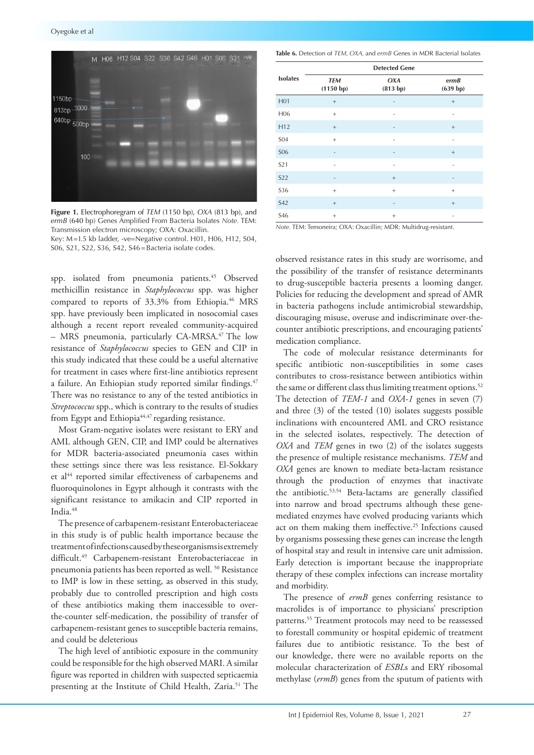**Figure 1.** Electrophoregram of *TEM* (1150 bp), *OXA* (813 bp), and *ermB* (640 bp) Genes Amplified From Bacteria Isolates *Note.* TEM: Transmission electron microscopy; OXA: Oxacillin.
Key: M=I.5 kb ladder, -ve=Negative control. H01, H06, H12, S04, S06, S21, S22, S36, S42, S46=Bacteria isolate codes.

spp. isolated from pneumonia patients.[45] Observed methicillin resistance in *Staphylococcus* spp. was higher compared to reports of 33.3% from Ethiopia.[46] MRS spp. have previously been implicated in nosocomial cases although a recent report revealed community-acquired – MRS pneumonia, particularly CA-MRSA.[47] The low resistance of *Staphylococcus* species to GEN and CIP in this study indicated that these could be a useful alternative for treatment in cases where first-line antibiotics represent a failure. An Ethiopian study reported similar findings.[47] There was no resistance to any of the tested antibiotics in *Streptococcus* spp., which is contrary to the results of studies from Egypt and Ethiopia[44,47] regarding resistance.

Most Gram-negative isolates were resistant to ERY and AML although GEN, CIP, and IMP could be alternatives for MDR bacteria-associated pneumonia cases within these settings since there was less resistance. El-Sokkary et al[44] reported similar effectiveness of carbapenems and fluoroquinolones in Egypt although it contrasts with the significant resistance to amikacin and CIP reported in India.[48]

The presence of carbapenem-resistant Enterobacteriaceae in this study is of public health importance because the treatment of infections caused by these organisms is extremely difficult.[49] Carbapenem-resistant Enterobacteriaceae in pneumonia patients has been reported as well. [50] Resistance to IMP is low in these setting, as observed in this study, probably due to controlled prescription and high costs of these antibiotics making them inaccessible to over-the-counter self-medication, the possibility of transfer of carbapenem-resistant genes to susceptible bacteria remains, and could be deleterious

The high level of antibiotic exposure in the community could be responsible for the high observed MARI. A similar figure was reported in children with suspected septicaemia presenting at the Institute of Child Health, Zaria.[51] The

**Table 6.** Detection of *TEM, OXA,* and *ermB* Genes in MDR Bacterial Isolates

| Isolates | Detected Gene | | |
|---|---|---|---|
| | ***TEM*** (1150 bp) | ***OXA*** (813 bp) | ***ermB*** (639 bp) |
| H01 | + | - | + |
| H06 | + | - | - |
| H12 | + | - | + |
| S04 | + | - | - |
| S06 | - | - | + |
| S21 | - | - | - |
| S22 | - | + | - |
| S36 | + | + | + |
| S42 | + | - | + |
| S46 | + | + | - |

*Note.* TEM: Temoneira; OXA: Oxacillin; MDR: Multidrug-resistant.

observed resistance rates in this study are worrisome, and the possibility of the transfer of resistance determinants to drug-susceptible bacteria presents a looming danger. Policies for reducing the development and spread of AMR in bacteria pathogens include antimicrobial stewardship, discouraging misuse, overuse and indiscriminate over-the-counter antibiotic prescriptions, and encouraging patients' medication compliance.

The code of molecular resistance determinants for specific antibiotic non-susceptibilities in some cases contributes to cross-resistance between antibiotics within the same or different class thus limiting treatment options.[52] The detection of *TEM-1* and *OXA-1* genes in seven (7) and three (3) of the tested (10) isolates suggests possible inclinations with encountered AML and CRO resistance in the selected isolates, respectively. The detection of *OXA* and *TEM* genes in two (2) of the isolates suggests the presence of multiple resistance mechanisms. *TEM* and *OXA* genes are known to mediate beta-lactam resistance through the production of enzymes that inactivate the antibiotic.[53,54] Beta-lactams are generally classified into narrow and broad spectrums although these gene-mediated enzymes have evolved producing variants which act on them making them ineffective.[25] Infections caused by organisms possessing these genes can increase the length of hospital stay and result in intensive care unit admission. Early detection is important because the inappropriate therapy of these complex infections can increase mortality and morbidity.

The presence of *ermB* genes conferring resistance to macrolides is of importance to physicians' prescription patterns.[55] Treatment protocols may need to be reassessed to forestall community or hospital epidemic of treatment failures due to antibiotic resistance. To the best of our knowledge, there were no available reports on the molecular characterization of *ESBLs* and ERY ribosomal methylase (*ermB*) genes from the sputum of patients with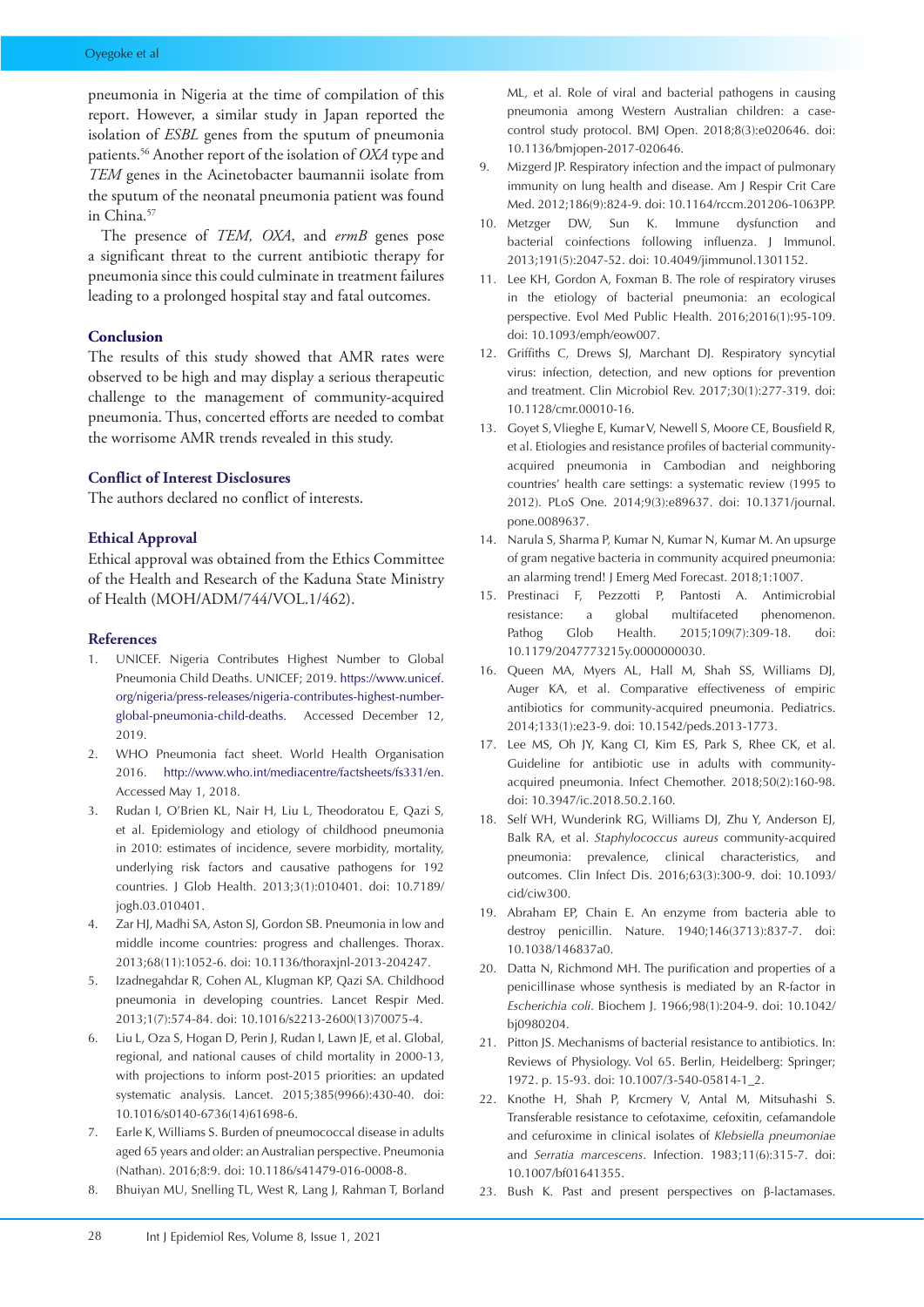pneumonia in Nigeria at the time of compilation of this report. However, a similar study in Japan reported the isolation of *ESBL* genes from the sputum of pneumonia patients.[56] Another report of the isolation of *OXA* type and *TEM* genes in the Acinetobacter baumannii isolate from the sputum of the neonatal pneumonia patient was found in China.[57]

The presence of *TEM*, *OXA*, and *ermB* genes pose a significant threat to the current antibiotic therapy for pneumonia since this could culminate in treatment failures leading to a prolonged hospital stay and fatal outcomes.

## Conclusion

The results of this study showed that AMR rates were observed to be high and may display a serious therapeutic challenge to the management of community-acquired pneumonia. Thus, concerted efforts are needed to combat the worrisome AMR trends revealed in this study.

## Conflict of Interest Disclosures

The authors declared no conflict of interests.

## Ethical Approval

Ethical approval was obtained from the Ethics Committee of the Health and Research of the Kaduna State Ministry of Health (MOH/ADM/744/VOL.1/462).

## References

1. UNICEF. Nigeria Contributes Highest Number to Global Pneumonia Child Deaths. UNICEF; 2019. https://www.unicef.org/nigeria/press-releases/nigeria-contributes-highest-number-global-pneumonia-child-deaths. Accessed December 12, 2019.
2. WHO Pneumonia fact sheet. World Health Organisation 2016. http://www.who.int/mediacentre/factsheets/fs331/en. Accessed May 1, 2018.
3. Rudan I, O'Brien KL, Nair H, Liu L, Theodoratou E, Qazi S, et al. Epidemiology and etiology of childhood pneumonia in 2010: estimates of incidence, severe morbidity, mortality, underlying risk factors and causative pathogens for 192 countries. J Glob Health. 2013;3(1):010401. doi: 10.7189/jogh.03.010401.
4. Zar HJ, Madhi SA, Aston SJ, Gordon SB. Pneumonia in low and middle income countries: progress and challenges. Thorax. 2013;68(11):1052-6. doi: 10.1136/thoraxjnl-2013-204247.
5. Izadnegahdar R, Cohen AL, Klugman KP, Qazi SA. Childhood pneumonia in developing countries. Lancet Respir Med. 2013;1(7):574-84. doi: 10.1016/s2213-2600(13)70075-4.
6. Liu L, Oza S, Hogan D, Perin J, Rudan I, Lawn JE, et al. Global, regional, and national causes of child mortality in 2000-13, with projections to inform post-2015 priorities: an updated systematic analysis. Lancet. 2015;385(9966):430-40. doi: 10.1016/s0140-6736(14)61698-6.
7. Earle K, Williams S. Burden of pneumococcal disease in adults aged 65 years and older: an Australian perspective. Pneumonia (Nathan). 2016;8:9. doi: 10.1186/s41479-016-0008-8.
8. Bhuiyan MU, Snelling TL, West R, Lang J, Rahman T, Borland ML, et al. Role of viral and bacterial pathogens in causing pneumonia among Western Australian children: a case-control study protocol. BMJ Open. 2018;8(3):e020646. doi: 10.1136/bmjopen-2017-020646.
9. Mizgerd JP. Respiratory infection and the impact of pulmonary immunity on lung health and disease. Am J Respir Crit Care Med. 2012;186(9):824-9. doi: 10.1164/rccm.201206-1063PP.
10. Metzger DW, Sun K. Immune dysfunction and bacterial coinfections following influenza. J Immunol. 2013;191(5):2047-52. doi: 10.4049/jimmunol.1301152.
11. Lee KH, Gordon A, Foxman B. The role of respiratory viruses in the etiology of bacterial pneumonia: an ecological perspective. Evol Med Public Health. 2016;2016(1):95-109. doi: 10.1093/emph/eow007.
12. Griffiths C, Drews SJ, Marchant DJ. Respiratory syncytial virus: infection, detection, and new options for prevention and treatment. Clin Microbiol Rev. 2017;30(1):277-319. doi: 10.1128/cmr.00010-16.
13. Goyet S, Vlieghe E, Kumar V, Newell S, Moore CE, Bousfield R, et al. Etiologies and resistance profiles of bacterial community-acquired pneumonia in Cambodian and neighboring countries' health care settings: a systematic review (1995 to 2012). PLoS One. 2014;9(3):e89637. doi: 10.1371/journal.pone.0089637.
14. Narula S, Sharma P, Kumar N, Kumar N, Kumar M. An upsurge of gram negative bacteria in community acquired pneumonia: an alarming trend! J Emerg Med Forecast. 2018;1:1007.
15. Prestinaci F, Pezzotti P, Pantosti A. Antimicrobial resistance: a global multifaceted phenomenon. Pathog Glob Health. 2015;109(7):309-18. doi: 10.1179/2047773215y.0000000030.
16. Queen MA, Myers AL, Hall M, Shah SS, Williams DJ, Auger KA, et al. Comparative effectiveness of empiric antibiotics for community-acquired pneumonia. Pediatrics. 2014;133(1):e23-9. doi: 10.1542/peds.2013-1773.
17. Lee MS, Oh JY, Kang CI, Kim ES, Park S, Rhee CK, et al. Guideline for antibiotic use in adults with community-acquired pneumonia. Infect Chemother. 2018;50(2):160-98. doi: 10.3947/ic.2018.50.2.160.
18. Self WH, Wunderink RG, Williams DJ, Zhu Y, Anderson EJ, Balk RA, et al. *Staphylococcus aureus* community-acquired pneumonia: prevalence, clinical characteristics, and outcomes. Clin Infect Dis. 2016;63(3):300-9. doi: 10.1093/cid/ciw300.
19. Abraham EP, Chain E. An enzyme from bacteria able to destroy penicillin. Nature. 1940;146(3713):837-7. doi: 10.1038/146837a0.
20. Datta N, Richmond MH. The purification and properties of a penicillinase whose synthesis is mediated by an R-factor in *Escherichia coli*. Biochem J. 1966;98(1):204-9. doi: 10.1042/bj0980204.
21. Pitton JS. Mechanisms of bacterial resistance to antibiotics. In: Reviews of Physiology. Vol 65. Berlin, Heidelberg: Springer; 1972. p. 15-93. doi: 10.1007/3-540-05814-1_2.
22. Knothe H, Shah P, Krcmery V, Antal M, Mitsuhashi S. Transferable resistance to cefotaxime, cefoxitin, cefamandole and cefuroxime in clinical isolates of *Klebsiella pneumoniae* and *Serratia marcescens*. Infection. 1983;11(6):315-7. doi: 10.1007/bf01641355.
23. Bush K. Past and present perspectives on β-lactamases.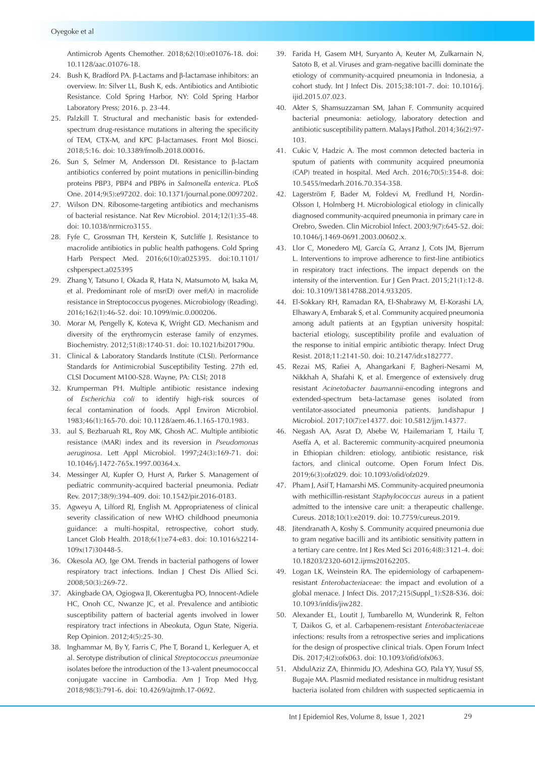Antimicrob Agents Chemother. 2018;62(10):e01076-18. doi: 10.1128/aac.01076-18.

24. Bush K, Bradford PA. β-Lactams and β-lactamase inhibitors: an overview. In: Silver LL, Bush K, eds. Antibiotics and Antibiotic Resistance. Cold Spring Harbor, NY: Cold Spring Harbor Laboratory Press; 2016. p. 23-44.
25. Palzkill T. Structural and mechanistic basis for extended-spectrum drug-resistance mutations in altering the specificity of TEM, CTX-M, and KPC β-lactamases. Front Mol Biosci. 2018;5:16. doi: 10.3389/fmolb.2018.00016.
26. Sun S, Selmer M, Andersson DI. Resistance to β-lactam antibiotics conferred by point mutations in penicillin-binding proteins PBP3, PBP4 and PBP6 in *Salmonella enterica*. PLoS One. 2014;9(5):e97202. doi: 10.1371/journal.pone.0097202.
27. Wilson DN. Ribosome-targeting antibiotics and mechanisms of bacterial resistance. Nat Rev Microbiol. 2014;12(1):35-48. doi: 10.1038/nrmicro3155.
28. Fyfe C, Grossman TH, Kerstein K, Sutcliffe J. Resistance to macrolide antibiotics in public health pathogens. Cold Spring Harb Perspect Med. 2016;6(10):a025395. doi:10.1101/cshperspect.a025395
29. Zhang Y, Tatsuno I, Okada R, Hata N, Matsumoto M, Isaka M, et al. Predominant role of msr(D) over mef(A) in macrolide resistance in Streptococcus pyogenes. Microbiology (Reading). 2016;162(1):46-52. doi: 10.1099/mic.0.000206.
30. Morar M, Pengelly K, Koteva K, Wright GD. Mechanism and diversity of the erythromycin esterase family of enzymes. Biochemistry. 2012;51(8):1740-51. doi: 10.1021/bi201790u.
31. Clinical & Laboratory Standards Institute (CLSI). Performance Standards for Antimicrobial Susceptibility Testing. 27th ed. CLSI Document M100-S28. Wayne, PA: CLSI; 2018
32. Krumperman PH. Multiple antibiotic resistance indexing of *Escherichia coli* to identify high-risk sources of fecal contamination of foods. Appl Environ Microbiol. 1983;46(1):165-70. doi: 10.1128/aem.46.1.165-170.1983.
33. aul S, Bezbaruah RL, Roy MK, Ghosh AC. Multiple antibiotic resistance (MAR) index and its reversion in *Pseudomonas aeruginosa*. Lett Appl Microbiol. 1997;24(3):169-71. doi: 10.1046/j.1472-765x.1997.00364.x.
34. Messinger AI, Kupfer O, Hurst A, Parker S. Management of pediatric community-acquired bacterial pneumonia. Pediatr Rev. 2017;38(9):394-409. doi: 10.1542/pir.2016-0183.
35. Agweyu A, Lilford RJ, English M. Appropriateness of clinical severity classification of new WHO childhood pneumonia guidance: a multi-hospital, retrospective, cohort study. Lancet Glob Health. 2018;6(1):e74-e83. doi: 10.1016/s2214-109x(17)30448-5.
36. Okesola AO, Ige OM. Trends in bacterial pathogens of lower respiratory tract infections. Indian J Chest Dis Allied Sci. 2008;50(3):269-72.
37. Akingbade OA, Ogiogwa JI, Okerentugba PO, Innocent-Adiele HC, Onoh CC, Nwanze JC, et al. Prevalence and antibiotic susceptibility pattern of bacterial agents involved in lower respiratory tract infections in Abeokuta, Ogun State, Nigeria. Rep Opinion. 2012;4(5):25-30.
38. Inghammar M, By Y, Farris C, Phe T, Borand L, Kerleguer A, et al. Serotype distribution of clinical *Streptococcus pneumoniae* isolates before the introduction of the 13-valent pneumococcal conjugate vaccine in Cambodia. Am J Trop Med Hyg. 2018;98(3):791-6. doi: 10.4269/ajtmh.17-0692.
39. Farida H, Gasem MH, Suryanto A, Keuter M, Zulkarnain N, Satoto B, et al. Viruses and gram-negative bacilli dominate the etiology of community-acquired pneumonia in Indonesia, a cohort study. Int J Infect Dis. 2015;38:101-7. doi: 10.1016/j.ijid.2015.07.023.
40. Akter S, Shamsuzzaman SM, Jahan F. Community acquired bacterial pneumonia: aetiology, laboratory detection and antibiotic susceptibility pattern. Malays J Pathol. 2014;36(2):97-103.
41. Cukic V, Hadzic A. The most common detected bacteria in sputum of patients with community acquired pneumonia (CAP) treated in hospital. Med Arch. 2016;70(5):354-8. doi: 10.5455/medarh.2016.70.354-358.
42. Lagerström F, Bader M, Foldevi M, Fredlund H, Nordin-Olsson I, Holmberg H. Microbiological etiology in clinically diagnosed community-acquired pneumonia in primary care in Orebro, Sweden. Clin Microbiol Infect. 2003;9(7):645-52. doi: 10.1046/j.1469-0691.2003.00602.x.
43. Llor C, Monedero MJ, García G, Arranz J, Cots JM, Bjerrum L. Interventions to improve adherence to first-line antibiotics in respiratory tract infections. The impact depends on the intensity of the intervention. Eur J Gen Pract. 2015;21(1):12-8. doi: 10.3109/13814788.2014.933205.
44. El-Sokkary RH, Ramadan RA, El-Shabrawy M, El-Korashi LA, Elhawary A, Embarak S, et al. Community acquired pneumonia among adult patients at an Egyptian university hospital: bacterial etiology, susceptibility profile and evaluation of the response to initial empiric antibiotic therapy. Infect Drug Resist. 2018;11:2141-50. doi: 10.2147/idr.s182777.
45. Rezai MS, Rafiei A, Ahangarkani F, Bagheri-Nesami M, Nikkhah A, Shafahi K, et al. Emergence of extensively drug resistant *Acinetobacter baumannii*-encoding integrons and extended-spectrum beta-lactamase genes isolated from ventilator-associated pneumonia patients. Jundishapur J Microbiol. 2017;10(7):e14377. doi: 10.5812/jjm.14377.
46. Negash AA, Asrat D, Abebe W, Hailemariam T, Hailu T, Aseffa A, et al. Bacteremic community-acquired pneumonia in Ethiopian children: etiology, antibiotic resistance, risk factors, and clinical outcome. Open Forum Infect Dis. 2019;6(3):ofz029. doi: 10.1093/ofid/ofz029.
47. Pham J, Asif T, Hamarshi MS. Community-acquired pneumonia with methicillin-resistant *Staphylococcus aureus* in a patient admitted to the intensive care unit: a therapeutic challenge. Cureus. 2018;10(1):e2019. doi: 10.7759/cureus.2019.
48. Jitendranath A, Koshy S. Community acquired pneumonia due to gram negative bacilli and its antibiotic sensitivity pattern in a tertiary care centre. Int J Res Med Sci 2016;4(8):3121-4. doi: 10.18203/2320-6012.ijrms20162205.
49. Logan LK, Weinstein RA. The epidemiology of carbapenem-resistant *Enterobacteriaceae*: the impact and evolution of a global menace. J Infect Dis. 2017;215(Suppl_1):S28-S36. doi: 10.1093/infdis/jiw282.
50. Alexander EL, Loutit J, Tumbarello M, Wunderink R, Felton T, Daikos G, et al. Carbapenem-resistant *Enterobacteriaceae* infections: results from a retrospective series and implications for the design of prospective clinical trials. Open Forum Infect Dis. 2017;4(2):ofx063. doi: 10.1093/ofid/ofx063.
51. AbdulAziz ZA, Ehinmidu JO, Adeshina GO, Pala YY, Yusuf SS, Bugaje MA. Plasmid mediated resistance in multidrug resistant bacteria isolated from children with suspected septicaemia in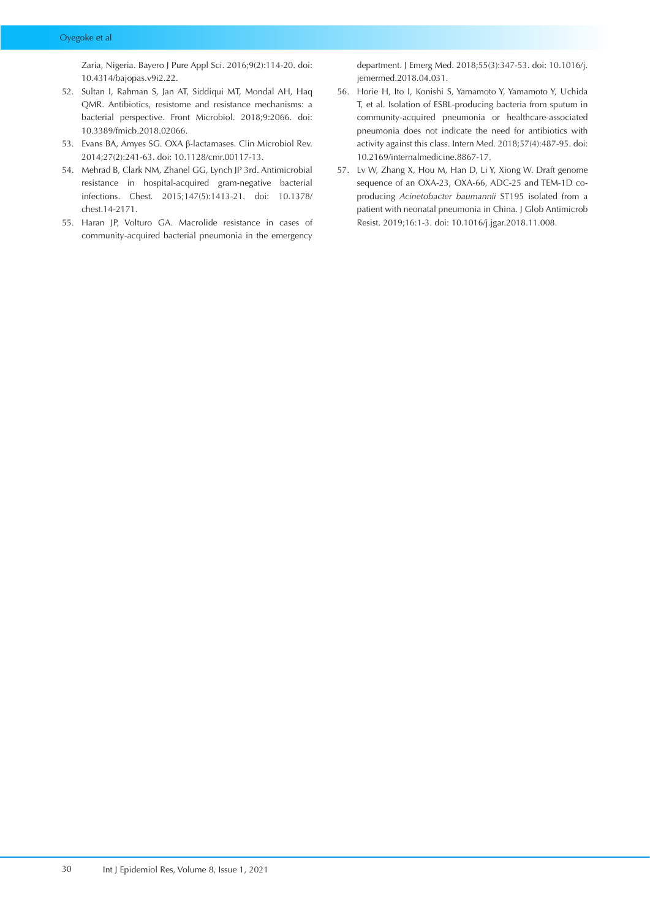Zaria, Nigeria. Bayero J Pure Appl Sci. 2016;9(2):114-20. doi: 10.4314/bajopas.v9i2.22.

52. Sultan I, Rahman S, Jan AT, Siddiqui MT, Mondal AH, Haq QMR. Antibiotics, resistome and resistance mechanisms: a bacterial perspective. Front Microbiol. 2018;9:2066. doi: 10.3389/fmicb.2018.02066.
53. Evans BA, Amyes SG. OXA β-lactamases. Clin Microbiol Rev. 2014;27(2):241-63. doi: 10.1128/cmr.00117-13.
54. Mehrad B, Clark NM, Zhanel GG, Lynch JP 3rd. Antimicrobial resistance in hospital-acquired gram-negative bacterial infections. Chest. 2015;147(5):1413-21. doi: 10.1378/chest.14-2171.
55. Haran JP, Volturo GA. Macrolide resistance in cases of community-acquired bacterial pneumonia in the emergency department. J Emerg Med. 2018;55(3):347-53. doi: 10.1016/j.jemermed.2018.04.031.
56. Horie H, Ito I, Konishi S, Yamamoto Y, Yamamoto Y, Uchida T, et al. Isolation of ESBL-producing bacteria from sputum in community-acquired pneumonia or healthcare-associated pneumonia does not indicate the need for antibiotics with activity against this class. Intern Med. 2018;57(4):487-95. doi: 10.2169/internalmedicine.8867-17.
57. Lv W, Zhang X, Hou M, Han D, Li Y, Xiong W. Draft genome sequence of an OXA-23, OXA-66, ADC-25 and TEM-1D co-producing *Acinetobacter baumannii* ST195 isolated from a patient with neonatal pneumonia in China. J Glob Antimicrob Resist. 2019;16:1-3. doi: 10.1016/j.jgar.2018.11.008.